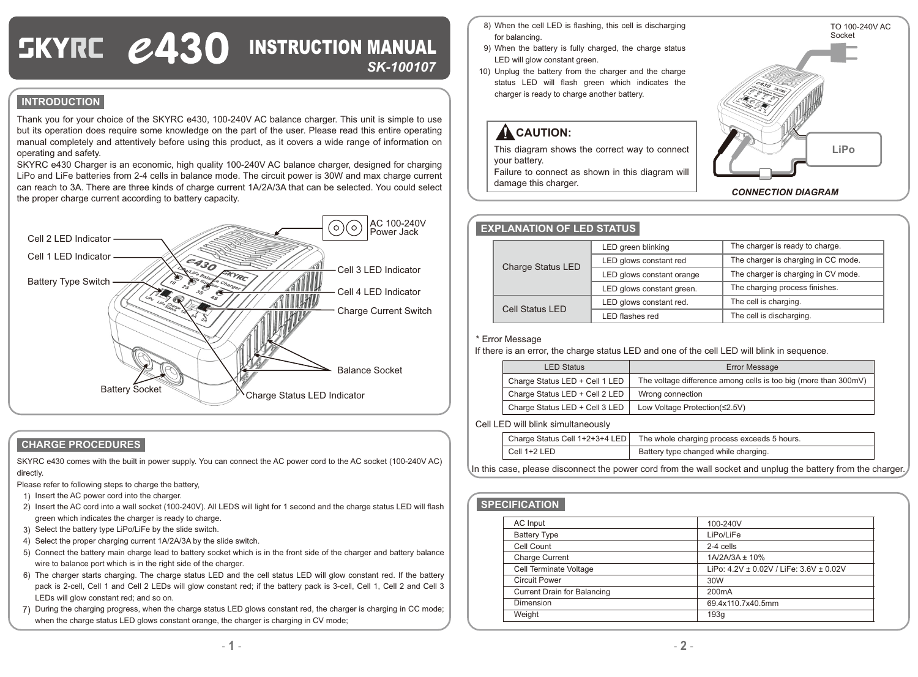# SKYRC e430 INSTRUCTION MANUAL

***SK-100107***

## INTRODUCTION

Thank you for your choice of the SKYRC e430, 100-240V AC balance charger. This unit is simple to use but its operation does require some knowledge on the part of the user. Please read this entire operating manual completely and attentively before using this product, as it covers a wide range of information on operating and safety.

SKYRC e430 Charger is an economic, high quality 100-240V AC balance charger, designed for charging LiPo and LiFe batteries from 2-4 cells in balance mode. The circuit power is 30W and max charge current can reach to 3A. There are three kinds of charge current 1A/2A/3A that can be selected. You could select the proper charge current according to battery capacity.

Cell 2 LED Indicator

Cell 1 LED Indicator

Battery Type Switch

AC 100-240V Power Jack

Cell 3 LED Indicator

Cell 4 LED Indicator

Charge Current Switch

Balance Socket

Battery Socket

Charge Status LED Indicator

## CHARGE PROCEDURES

SKYRC e430 comes with the built in power supply. You can connect the AC power cord to the AC socket (100-240V AC) directly.

Please refer to following steps to charge the battery,

1) Insert the AC power cord into the charger.
2) Insert the AC cord into a wall socket (100-240V). All LEDS will light for 1 second and the charge status LED will flash green which indicates the charger is ready to charge.
3) Select the battery type LiPo/LiFe by the slide switch.
4) Select the proper charging current 1A/2A/3A by the slide switch.
5) Connect the battery main charge lead to battery socket which is in the front side of the charger and battery balance wire to balance port which is in the right side of the charger.
6) The charger starts charging. The charge status LED and the cell status LED will glow constant red. If the battery pack is 2-cell, Cell 1 and Cell 2 LEDs will glow constant red; if the battery pack is 3-cell, Cell 1, Cell 2 and Cell 3 LEDs will glow constant red; and so on.
7) During the charging progress, when the charge status LED glows constant red, the charger is charging in CC mode; when the charge status LED glows constant orange, the charger is charging in CV mode;
8) When the cell LED is flashing, this cell is discharging for balancing.
9) When the battery is fully charged, the charge status LED will glow constant green.
10) Unplug the battery from the charger and the charge status LED will flash green which indicates the charger is ready to charge another battery.

### CAUTION:

This diagram shows the correct way to connect your battery.
Failure to connect as shown in this diagram will damage this charger.

TO 100-240V AC Socket

LiPo

***CONNECTION DIAGRAM***

## EXPLANATION OF LED STATUS

| | | |
|---|---|---|
| Charge Status LED | LED green blinking | The charger is ready to charge. |
| | LED glows constant red | The charger is charging in CC mode. |
| | LED glows constant orange | The charger is charging in CV mode. |
| | LED glows constant green. | The charging process finishes. |
| Cell Status LED | LED glows constant red. | The cell is charging. |
| | LED flashes red | The cell is discharging. |

\* Error Message

If there is an error, the charge status LED and one of the cell LED will blink in sequence.

| LED Status | Error Message |
|---|---|
| Charge Status LED + Cell 1 LED | The voltage difference among cells is too big (more than 300mV) |
| Charge Status LED + Cell 2 LED | Wrong connection |
| Charge Status LED + Cell 3 LED | Low Voltage Protection(≤2.5V) |

Cell LED will blink simultaneously

| | |
|---|---|
| Charge Status Cell 1+2+3+4 LED | The whole charging process exceeds 5 hours. |
| Cell 1+2 LED | Battery type changed while charging. |

In this case, please disconnect the power cord from the wall socket and unplug the battery from the charger.

## SPECIFICATION

| | |
|---|---|
| AC Input | 100-240V |
| Battery Type | LiPo/LiFe |
| Cell Count | 2-4 cells |
| Charge Current | 1A/2A/3A ± 10% |
| Cell Terminate Voltage | LiPo: 4.2V ± 0.02V / LiFe: 3.6V ± 0.02V |
| Circuit Power | 30W |
| Current Drain for Balancing | 200mA |
| Dimension | 69.4x110.7x40.5mm |
| Weight | 193g |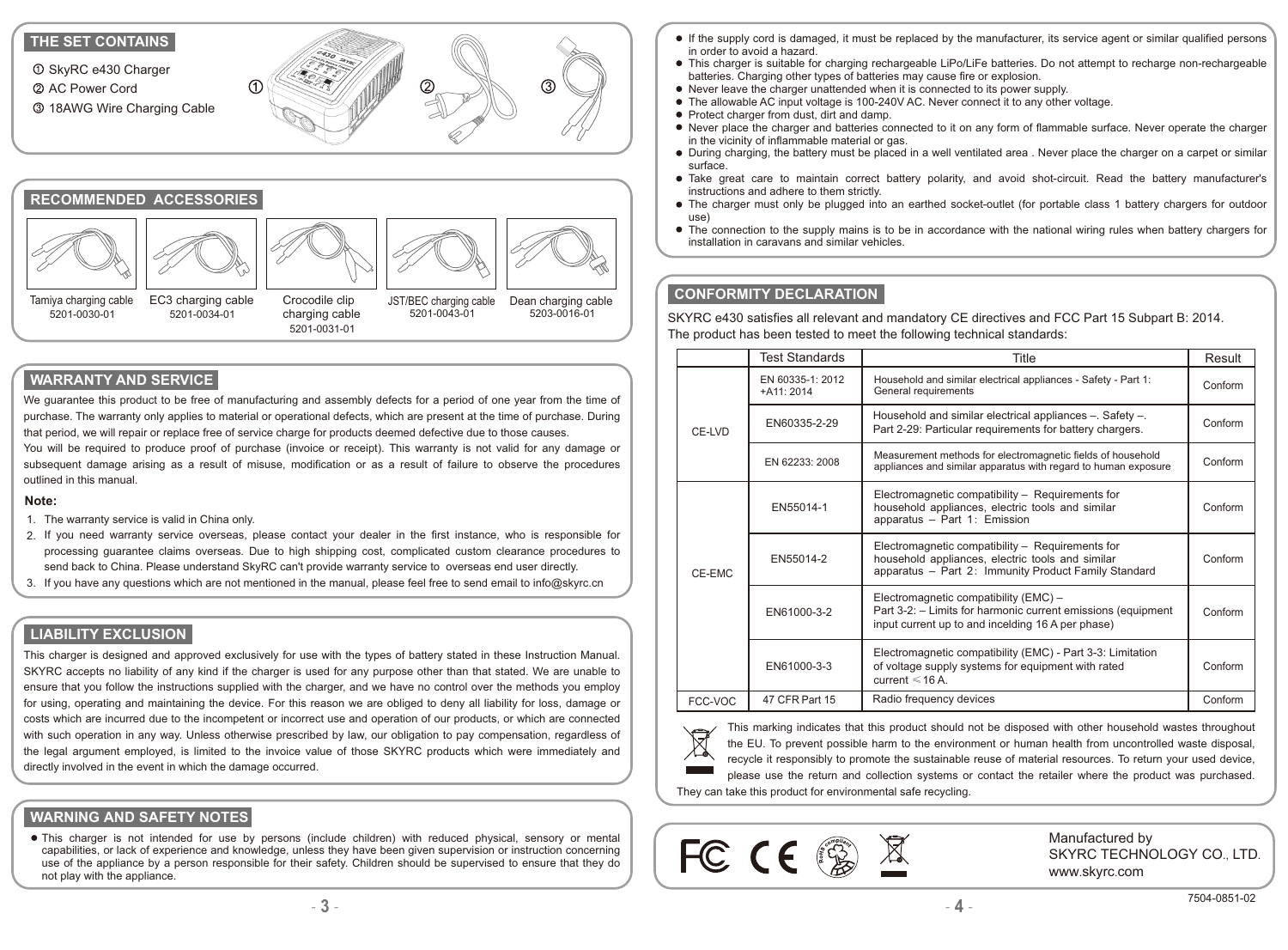## THE SET CONTAINS

① SkyRC e430 Charger
② AC Power Cord
③ 18AWG Wire Charging Cable

## RECOMMENDED ACCESSORIES

Tamiya charging cable 5201-0030-01

EC3 charging cable 5201-0034-01

Crocodile clip charging cable 5201-0031-01

JST/BEC charging cable 5201-0043-01

Dean charging cable 5203-0016-01

## WARRANTY AND SERVICE

We guarantee this product to be free of manufacturing and assembly defects for a period of one year from the time of purchase. The warranty only applies to material or operational defects, which are present at the time of purchase. During that period, we will repair or replace free of service charge for products deemed defective due to those causes.

You will be required to produce proof of purchase (invoice or receipt). This warranty is not valid for any damage or subsequent damage arising as a result of misuse, modification or as a result of failure to observe the procedures outlined in this manual.

**Note:**

1. The warranty service is valid in China only.
2. If you need warranty service overseas, please contact your dealer in the first instance, who is responsible for processing guarantee claims overseas. Due to high shipping cost, complicated custom clearance procedures to send back to China. Please understand SkyRC can't provide warranty service to overseas end user directly.
3. If you have any questions which are not mentioned in the manual, please feel free to send email to info@skyrc.cn

## LIABILITY EXCLUSION

This charger is designed and approved exclusively for use with the types of battery stated in these Instruction Manual. SKYRC accepts no liability of any kind if the charger is used for any purpose other than that stated. We are unable to ensure that you follow the instructions supplied with the charger, and we have no control over the methods you employ for using, operating and maintaining the device. For this reason we are obliged to deny all liability for loss, damage or costs which are incurred due to the incompetent or incorrect use and operation of our products, or which are connected with such operation in any way. Unless otherwise prescribed by law, our obligation to pay compensation, regardless of the legal argument employed, is limited to the invoice value of those SKYRC products which were immediately and directly involved in the event in which the damage occurred.

## WARNING AND SAFETY NOTES

- This charger is not intended for use by persons (include children) with reduced physical, sensory or mental capabilities, or lack of experience and knowledge, unless they have been given supervision or instruction concerning use of the appliance by a person responsible for their safety. Children should be supervised to ensure that they do not play with the appliance.
- If the supply cord is damaged, it must be replaced by the manufacturer, its service agent or similar qualified persons in order to avoid a hazard.
- This charger is suitable for charging rechargeable LiPo/LiFe batteries. Do not attempt to recharge non-rechargeable batteries. Charging other types of batteries may cause fire or explosion.
- Never leave the charger unattended when it is connected to its power supply.
- The allowable AC input voltage is 100-240V AC. Never connect it to any other voltage.
- Protect charger from dust, dirt and damp.
- Never place the charger and batteries connected to it on any form of flammable surface. Never operate the charger in the vicinity of inflammable material or gas.
- During charging, the battery must be placed in a well ventilated area . Never place the charger on a carpet or similar surface.
- Take great care to maintain correct battery polarity, and avoid shot-circuit. Read the battery manufacturer's instructions and adhere to them strictly.
- The charger must only be plugged into an earthed socket-outlet (for portable class 1 battery chargers for outdoor use)
- The connection to the supply mains is to be in accordance with the national wiring rules when battery chargers for installation in caravans and similar vehicles.

## CONFORMITY DECLARATION

SKYRC e430 satisfies all relevant and mandatory CE directives and FCC Part 15 Subpart B: 2014.
The product has been tested to meet the following technical standards:

| | Test Standards | Title | Result |
|---|---|---|---|
| CE-LVD | EN 60335-1: 2012 +A11: 2014 | Household and similar electrical appliances - Safety - Part 1: General requirements | Conform |
| | EN60335-2-29 | Household and similar electrical appliances –. Safety –. Part 2-29: Particular requirements for battery chargers. | Conform |
| | EN 62233: 2008 | Measurement methods for electromagnetic fields of household appliances and similar apparatus with regard to human exposure | Conform |
| CE-EMC | EN55014-1 | Electromagnetic compatibility – Requirements for household appliances, electric tools and similar apparatus – Part 1: Emission | Conform |
| | EN55014-2 | Electromagnetic compatibility – Requirements for household appliances, electric tools and similar apparatus – Part 2: Immunity Product Family Standard | Conform |
| | EN61000-3-2 | Electromagnetic compatibility (EMC) – Part 3-2: – Limits for harmonic current emissions (equipment input current up to and incelding 16 A per phase) | Conform |
| | EN61000-3-3 | Electromagnetic compatibility (EMC) - Part 3-3: Limitation of voltage supply systems for equipment with rated current ≤16 A. | Conform |
| FCC-VOC | 47 CFR Part 15 | Radio frequency devices | Conform |

This marking indicates that this product should not be disposed with other household wastes throughout the EU. To prevent possible harm to the environment or human health from uncontrolled waste disposal, recycle it responsibly to promote the sustainable reuse of material resources. To return your used device, please use the return and collection systems or contact the retailer where the product was purchased. They can take this product for environmental safe recycling.

Manufactured by
SKYRC TECHNOLOGY CO., LTD.
www.skyrc.com

7504-0851-02